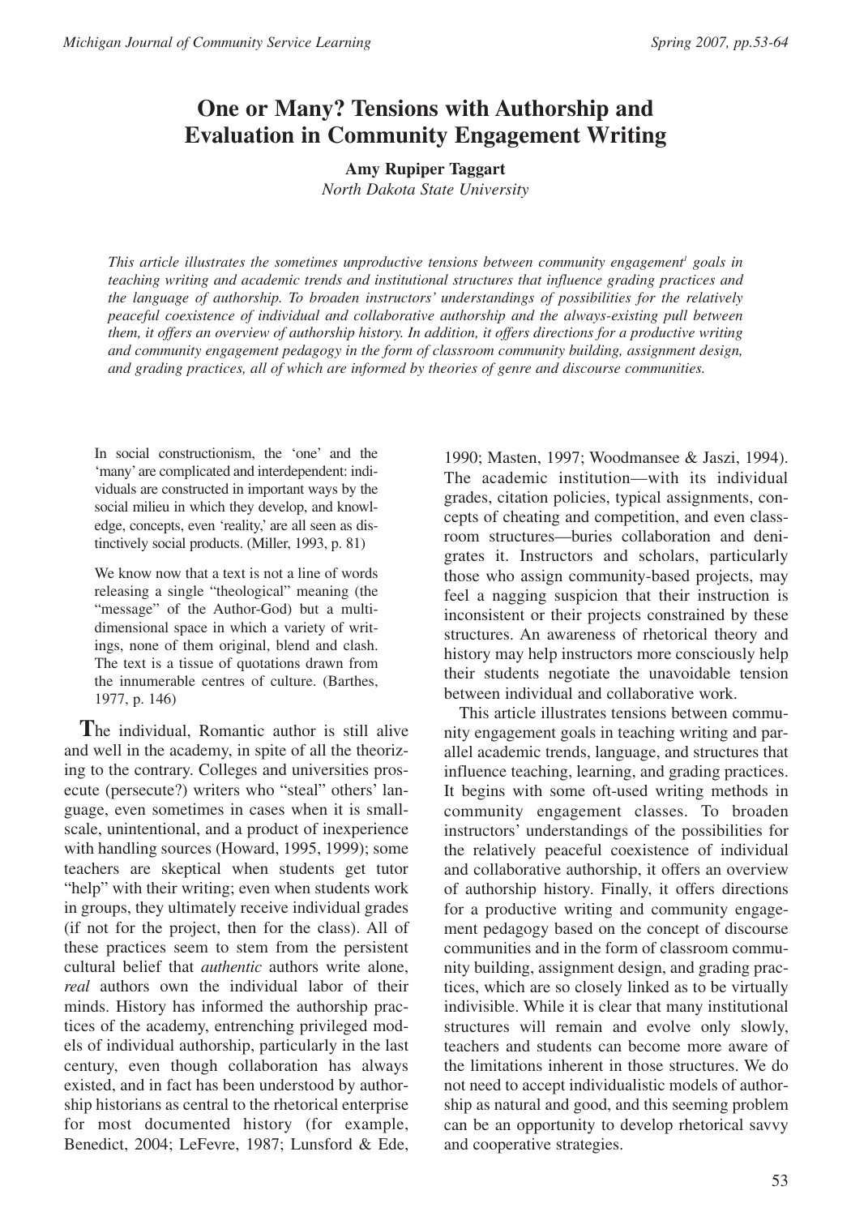# One or Many? Tensions with Authorship and Evaluation in Community Engagement Writing

**Amy Rupiper Taggart**
*North Dakota State University*

*This article illustrates the sometimes unproductive tensions between community engagement[1] goals in teaching writing and academic trends and institutional structures that influence grading practices and the language of authorship. To broaden instructors' understandings of possibilities for the relatively peaceful coexistence of individual and collaborative authorship and the always-existing pull between them, it offers an overview of authorship history. In addition, it offers directions for a productive writing and community engagement pedagogy in the form of classroom community building, assignment design, and grading practices, all of which are informed by theories of genre and discourse communities.*

> In social constructionism, the 'one' and the 'many' are complicated and interdependent: individuals are constructed in important ways by the social milieu in which they develop, and knowledge, concepts, even 'reality,' are all seen as distinctively social products. (Miller, 1993, p. 81)

> We know now that a text is not a line of words releasing a single "theological" meaning (the "message" of the Author-God) but a multi-dimensional space in which a variety of writings, none of them original, blend and clash. The text is a tissue of quotations drawn from the innumerable centres of culture. (Barthes, 1977, p. 146)

The individual, Romantic author is still alive and well in the academy, in spite of all the theorizing to the contrary. Colleges and universities prosecute (persecute?) writers who "steal" others' language, even sometimes in cases when it is small-scale, unintentional, and a product of inexperience with handling sources (Howard, 1995, 1999); some teachers are skeptical when students get tutor "help" with their writing; even when students work in groups, they ultimately receive individual grades (if not for the project, then for the class). All of these practices seem to stem from the persistent cultural belief that *authentic* authors write alone, *real* authors own the individual labor of their minds. History has informed the authorship practices of the academy, entrenching privileged models of individual authorship, particularly in the last century, even though collaboration has always existed, and in fact has been understood by authorship historians as central to the rhetorical enterprise for most documented history (for example, Benedict, 2004; LeFevre, 1987; Lunsford & Ede, 1990; Masten, 1997; Woodmansee & Jaszi, 1994). The academic institution—with its individual grades, citation policies, typical assignments, concepts of cheating and competition, and even classroom structures—buries collaboration and denigrates it. Instructors and scholars, particularly those who assign community-based projects, may feel a nagging suspicion that their instruction is inconsistent or their projects constrained by these structures. An awareness of rhetorical theory and history may help instructors more consciously help their students negotiate the unavoidable tension between individual and collaborative work.

This article illustrates tensions between community engagement goals in teaching writing and parallel academic trends, language, and structures that influence teaching, learning, and grading practices. It begins with some oft-used writing methods in community engagement classes. To broaden instructors' understandings of the possibilities for the relatively peaceful coexistence of individual and collaborative authorship, it offers an overview of authorship history. Finally, it offers directions for a productive writing and community engagement pedagogy based on the concept of discourse communities and in the form of classroom community building, assignment design, and grading practices, which are so closely linked as to be virtually indivisible. While it is clear that many institutional structures will remain and evolve only slowly, teachers and students can become more aware of the limitations inherent in those structures. We do not need to accept individualistic models of authorship as natural and good, and this seeming problem can be an opportunity to develop rhetorical savvy and cooperative strategies.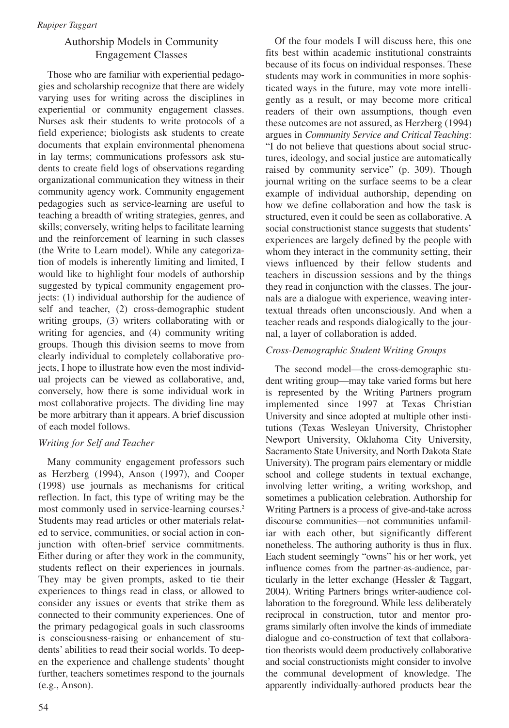## Authorship Models in Community Engagement Classes

Those who are familiar with experiential pedagogies and scholarship recognize that there are widely varying uses for writing across the disciplines in experiential or community engagement classes. Nurses ask their students to write protocols of a field experience; biologists ask students to create documents that explain environmental phenomena in lay terms; communications professors ask students to create field logs of observations regarding organizational communication they witness in their community agency work. Community engagement pedagogies such as service-learning are useful to teaching a breadth of writing strategies, genres, and skills; conversely, writing helps to facilitate learning and the reinforcement of learning in such classes (the Write to Learn model). While any categorization of models is inherently limiting and limited, I would like to highlight four models of authorship suggested by typical community engagement projects: (1) individual authorship for the audience of self and teacher, (2) cross-demographic student writing groups, (3) writers collaborating with or writing for agencies, and (4) community writing groups. Though this division seems to move from clearly individual to completely collaborative projects, I hope to illustrate how even the most individual projects can be viewed as collaborative, and, conversely, how there is some individual work in most collaborative projects. The dividing line may be more arbitrary than it appears. A brief discussion of each model follows.

### *Writing for Self and Teacher*

Many community engagement professors such as Herzberg (1994), Anson (1997), and Cooper (1998) use journals as mechanisms for critical reflection. In fact, this type of writing may be the most commonly used in service-learning courses.[2] Students may read articles or other materials related to service, communities, or social action in conjunction with often-brief service commitments. Either during or after they work in the community, students reflect on their experiences in journals. They may be given prompts, asked to tie their experiences to things read in class, or allowed to consider any issues or events that strike them as connected to their community experiences. One of the primary pedagogical goals in such classrooms is consciousness-raising or enhancement of students' abilities to read their social worlds. To deepen the experience and challenge students' thought further, teachers sometimes respond to the journals (e.g., Anson).

Of the four models I will discuss here, this one fits best within academic institutional constraints because of its focus on individual responses. These students may work in communities in more sophisticated ways in the future, may vote more intelligently as a result, or may become more critical readers of their own assumptions, though even these outcomes are not assured, as Herzberg (1994) argues in *Community Service and Critical Teaching*: "I do not believe that questions about social structures, ideology, and social justice are automatically raised by community service" (p. 309). Though journal writing on the surface seems to be a clear example of individual authorship, depending on how we define collaboration and how the task is structured, even it could be seen as collaborative. A social constructionist stance suggests that students' experiences are largely defined by the people with whom they interact in the community setting, their views influenced by their fellow students and teachers in discussion sessions and by the things they read in conjunction with the classes. The journals are a dialogue with experience, weaving intertextual threads often unconsciously. And when a teacher reads and responds dialogically to the journal, a layer of collaboration is added.

### *Cross-Demographic Student Writing Groups*

The second model—the cross-demographic student writing group—may take varied forms but here is represented by the Writing Partners program implemented since 1997 at Texas Christian University and since adopted at multiple other institutions (Texas Wesleyan University, Christopher Newport University, Oklahoma City University, Sacramento State University, and North Dakota State University). The program pairs elementary or middle school and college students in textual exchange, involving letter writing, a writing workshop, and sometimes a publication celebration. Authorship for Writing Partners is a process of give-and-take across discourse communities—not communities unfamiliar with each other, but significantly different nonetheless. The authoring authority is thus in flux. Each student seemingly "owns" his or her work, yet influence comes from the partner-as-audience, particularly in the letter exchange (Hessler & Taggart, 2004). Writing Partners brings writer-audience collaboration to the foreground. While less deliberately reciprocal in construction, tutor and mentor programs similarly often involve the kinds of immediate dialogue and co-construction of text that collaboration theorists would deem productively collaborative and social constructionists might consider to involve the communal development of knowledge. The apparently individually-authored products bear the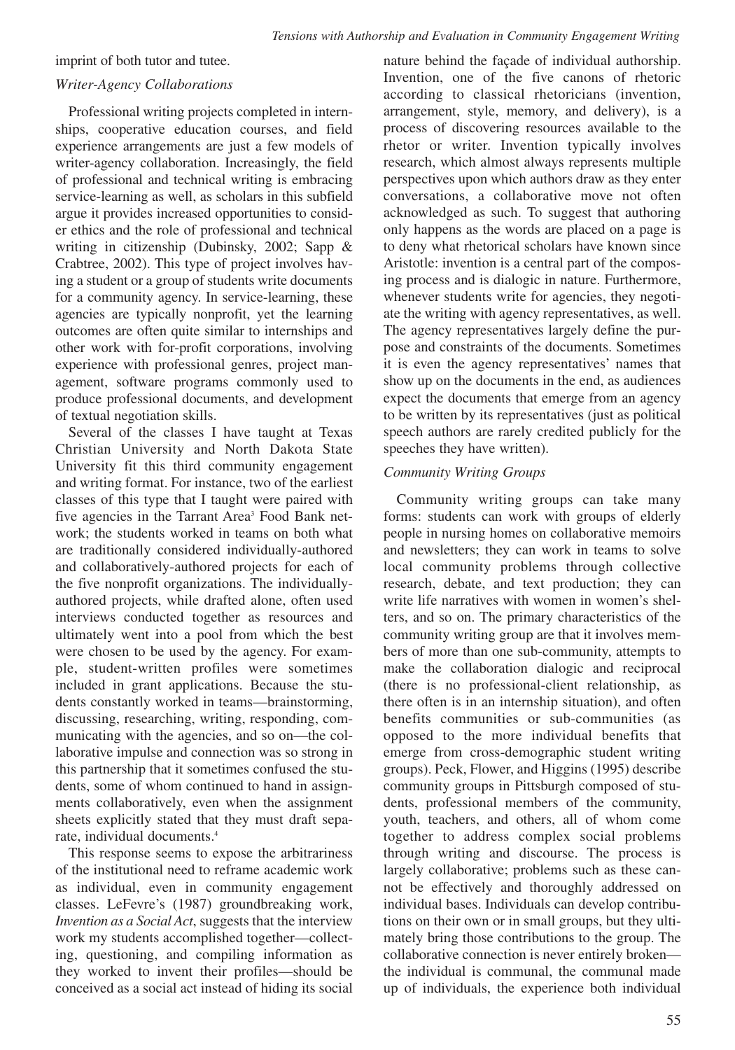imprint of both tutor and tutee.

### *Writer-Agency Collaborations*

Professional writing projects completed in internships, cooperative education courses, and field experience arrangements are just a few models of writer-agency collaboration. Increasingly, the field of professional and technical writing is embracing service-learning as well, as scholars in this subfield argue it provides increased opportunities to consider ethics and the role of professional and technical writing in citizenship (Dubinsky, 2002; Sapp & Crabtree, 2002). This type of project involves having a student or a group of students write documents for a community agency. In service-learning, these agencies are typically nonprofit, yet the learning outcomes are often quite similar to internships and other work with for-profit corporations, involving experience with professional genres, project management, software programs commonly used to produce professional documents, and development of textual negotiation skills.

Several of the classes I have taught at Texas Christian University and North Dakota State University fit this third community engagement and writing format. For instance, two of the earliest classes of this type that I taught were paired with five agencies in the Tarrant Area[3] Food Bank network; the students worked in teams on both what are traditionally considered individually-authored and collaboratively-authored projects for each of the five nonprofit organizations. The individually-authored projects, while drafted alone, often used interviews conducted together as resources and ultimately went into a pool from which the best were chosen to be used by the agency. For example, student-written profiles were sometimes included in grant applications. Because the students constantly worked in teams—brainstorming, discussing, researching, writing, responding, communicating with the agencies, and so on—the collaborative impulse and connection was so strong in this partnership that it sometimes confused the students, some of whom continued to hand in assignments collaboratively, even when the assignment sheets explicitly stated that they must draft separate, individual documents.[4]

This response seems to expose the arbitrariness of the institutional need to reframe academic work as individual, even in community engagement classes. LeFevre's (1987) groundbreaking work, *Invention as a Social Act*, suggests that the interview work my students accomplished together—collecting, questioning, and compiling information as they worked to invent their profiles—should be conceived as a social act instead of hiding its social nature behind the façade of individual authorship. Invention, one of the five canons of rhetoric according to classical rhetoricians (invention, arrangement, style, memory, and delivery), is a process of discovering resources available to the rhetor or writer. Invention typically involves research, which almost always represents multiple perspectives upon which authors draw as they enter conversations, a collaborative move not often acknowledged as such. To suggest that authoring only happens as the words are placed on a page is to deny what rhetorical scholars have known since Aristotle: invention is a central part of the composing process and is dialogic in nature. Furthermore, whenever students write for agencies, they negotiate the writing with agency representatives, as well. The agency representatives largely define the purpose and constraints of the documents. Sometimes it is even the agency representatives' names that show up on the documents in the end, as audiences expect the documents that emerge from an agency to be written by its representatives (just as political speech authors are rarely credited publicly for the speeches they have written).

### *Community Writing Groups*

Community writing groups can take many forms: students can work with groups of elderly people in nursing homes on collaborative memoirs and newsletters; they can work in teams to solve local community problems through collective research, debate, and text production; they can write life narratives with women in women's shelters, and so on. The primary characteristics of the community writing group are that it involves members of more than one sub-community, attempts to make the collaboration dialogic and reciprocal (there is no professional-client relationship, as there often is in an internship situation), and often benefits communities or sub-communities (as opposed to the more individual benefits that emerge from cross-demographic student writing groups). Peck, Flower, and Higgins (1995) describe community groups in Pittsburgh composed of students, professional members of the community, youth, teachers, and others, all of whom come together to address complex social problems through writing and discourse. The process is largely collaborative; problems such as these cannot be effectively and thoroughly addressed on individual bases. Individuals can develop contributions on their own or in small groups, but they ultimately bring those contributions to the group. The collaborative connection is never entirely broken—the individual is communal, the communal made up of individuals, the experience both individual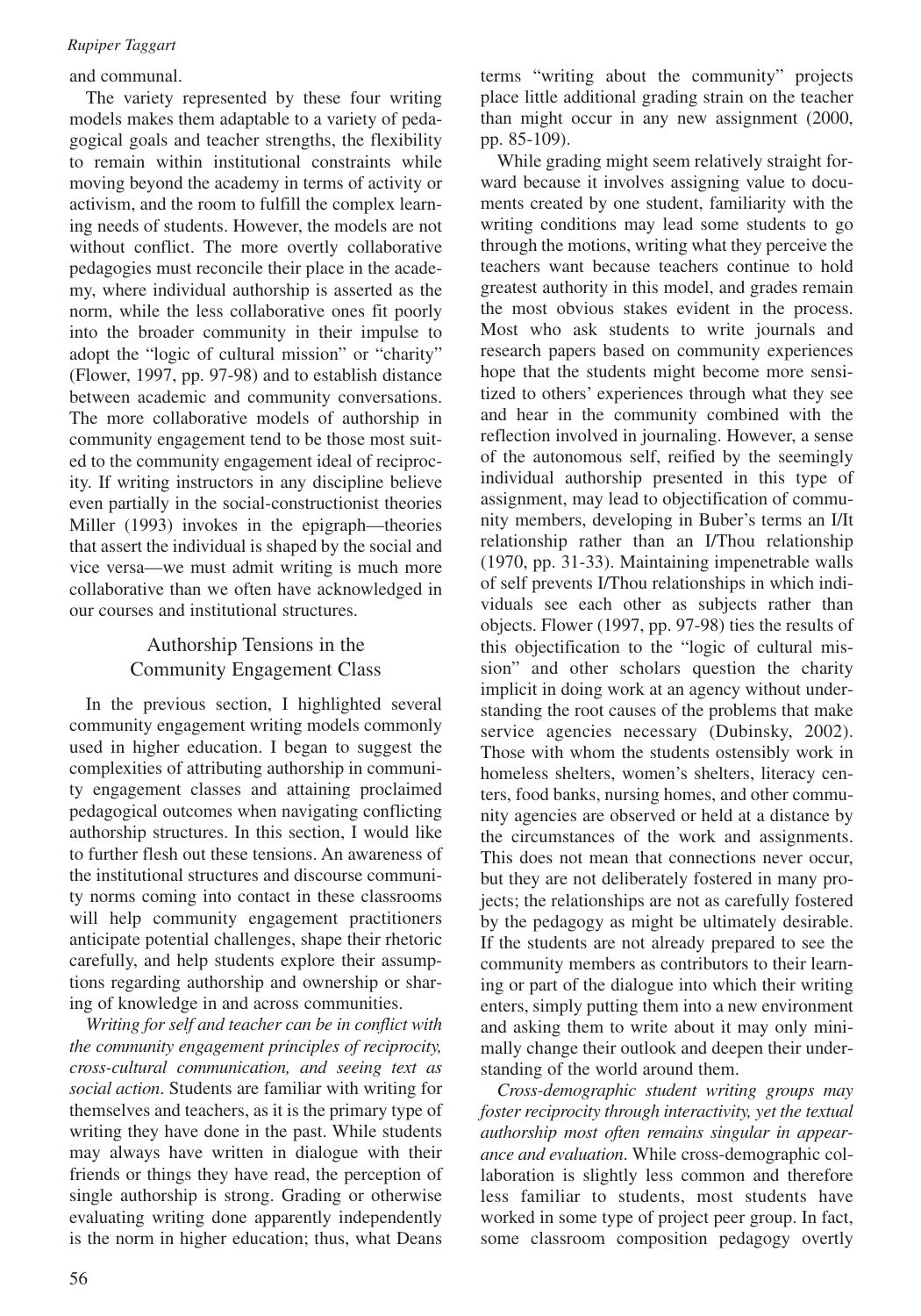and communal.

The variety represented by these four writing models makes them adaptable to a variety of pedagogical goals and teacher strengths, the flexibility to remain within institutional constraints while moving beyond the academy in terms of activity or activism, and the room to fulfill the complex learning needs of students. However, the models are not without conflict. The more overtly collaborative pedagogies must reconcile their place in the academy, where individual authorship is asserted as the norm, while the less collaborative ones fit poorly into the broader community in their impulse to adopt the "logic of cultural mission" or "charity" (Flower, 1997, pp. 97-98) and to establish distance between academic and community conversations. The more collaborative models of authorship in community engagement tend to be those most suited to the community engagement ideal of reciprocity. If writing instructors in any discipline believe even partially in the social-constructionist theories Miller (1993) invokes in the epigraph—theories that assert the individual is shaped by the social and vice versa—we must admit writing is much more collaborative than we often have acknowledged in our courses and institutional structures.

## Authorship Tensions in the Community Engagement Class

In the previous section, I highlighted several community engagement writing models commonly used in higher education. I began to suggest the complexities of attributing authorship in community engagement classes and attaining proclaimed pedagogical outcomes when navigating conflicting authorship structures. In this section, I would like to further flesh out these tensions. An awareness of the institutional structures and discourse community norms coming into contact in these classrooms will help community engagement practitioners anticipate potential challenges, shape their rhetoric carefully, and help students explore their assumptions regarding authorship and ownership or sharing of knowledge in and across communities.

*Writing for self and teacher can be in conflict with the community engagement principles of reciprocity, cross-cultural communication, and seeing text as social action*. Students are familiar with writing for themselves and teachers, as it is the primary type of writing they have done in the past. While students may always have written in dialogue with their friends or things they have read, the perception of single authorship is strong. Grading or otherwise evaluating writing done apparently independently is the norm in higher education; thus, what Deans terms "writing about the community" projects place little additional grading strain on the teacher than might occur in any new assignment (2000, pp. 85-109).

While grading might seem relatively straight forward because it involves assigning value to documents created by one student, familiarity with the writing conditions may lead some students to go through the motions, writing what they perceive the teachers want because teachers continue to hold greatest authority in this model, and grades remain the most obvious stakes evident in the process. Most who ask students to write journals and research papers based on community experiences hope that the students might become more sensitized to others' experiences through what they see and hear in the community combined with the reflection involved in journaling. However, a sense of the autonomous self, reified by the seemingly individual authorship presented in this type of assignment, may lead to objectification of community members, developing in Buber's terms an I/It relationship rather than an I/Thou relationship (1970, pp. 31-33). Maintaining impenetrable walls of self prevents I/Thou relationships in which individuals see each other as subjects rather than objects. Flower (1997, pp. 97-98) ties the results of this objectification to the "logic of cultural mission" and other scholars question the charity implicit in doing work at an agency without understanding the root causes of the problems that make service agencies necessary (Dubinsky, 2002). Those with whom the students ostensibly work in homeless shelters, women's shelters, literacy centers, food banks, nursing homes, and other community agencies are observed or held at a distance by the circumstances of the work and assignments. This does not mean that connections never occur, but they are not deliberately fostered in many projects; the relationships are not as carefully fostered by the pedagogy as might be ultimately desirable. If the students are not already prepared to see the community members as contributors to their learning or part of the dialogue into which their writing enters, simply putting them into a new environment and asking them to write about it may only minimally change their outlook and deepen their understanding of the world around them.

*Cross-demographic student writing groups may foster reciprocity through interactivity, yet the textual authorship most often remains singular in appearance and evaluation*. While cross-demographic collaboration is slightly less common and therefore less familiar to students, most students have worked in some type of project peer group. In fact, some classroom composition pedagogy overtly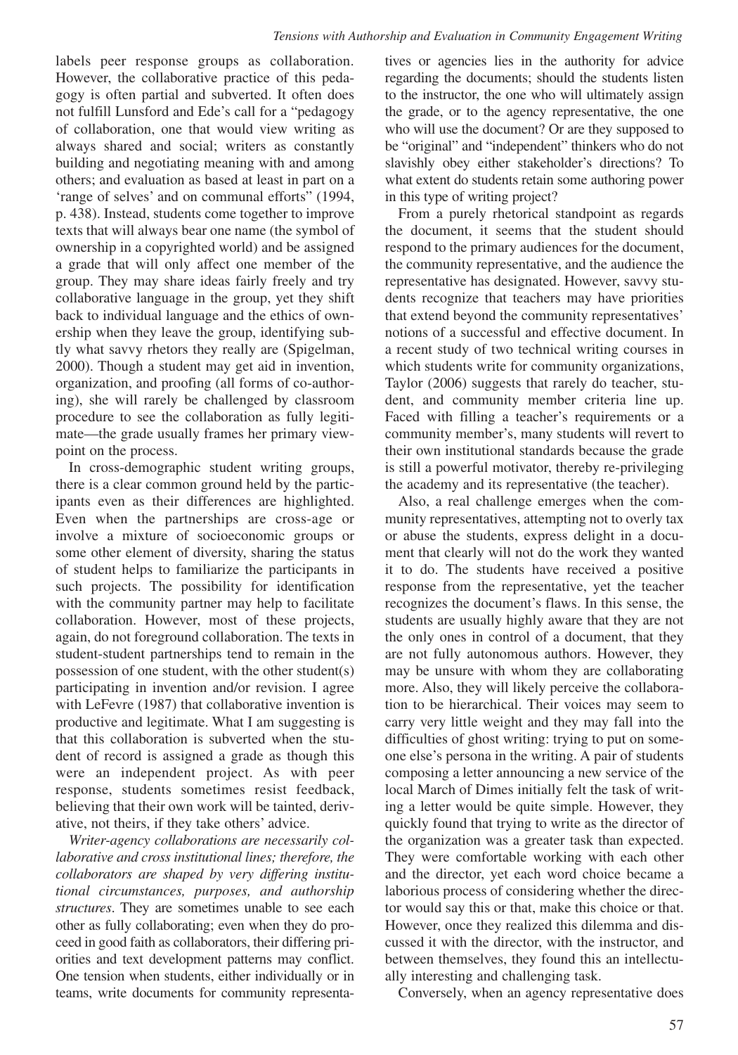labels peer response groups as collaboration. However, the collaborative practice of this pedagogy is often partial and subverted. It often does not fulfill Lunsford and Ede's call for a "pedagogy of collaboration, one that would view writing as always shared and social; writers as constantly building and negotiating meaning with and among others; and evaluation as based at least in part on a 'range of selves' and on communal efforts" (1994, p. 438). Instead, students come together to improve texts that will always bear one name (the symbol of ownership in a copyrighted world) and be assigned a grade that will only affect one member of the group. They may share ideas fairly freely and try collaborative language in the group, yet they shift back to individual language and the ethics of ownership when they leave the group, identifying subtly what savvy rhetors they really are (Spigelman, 2000). Though a student may get aid in invention, organization, and proofing (all forms of co-authoring), she will rarely be challenged by classroom procedure to see the collaboration as fully legitimate—the grade usually frames her primary viewpoint on the process.

In cross-demographic student writing groups, there is a clear common ground held by the participants even as their differences are highlighted. Even when the partnerships are cross-age or involve a mixture of socioeconomic groups or some other element of diversity, sharing the status of student helps to familiarize the participants in such projects. The possibility for identification with the community partner may help to facilitate collaboration. However, most of these projects, again, do not foreground collaboration. The texts in student-student partnerships tend to remain in the possession of one student, with the other student(s) participating in invention and/or revision. I agree with LeFevre (1987) that collaborative invention is productive and legitimate. What I am suggesting is that this collaboration is subverted when the student of record is assigned a grade as though this were an independent project. As with peer response, students sometimes resist feedback, believing that their own work will be tainted, derivative, not theirs, if they take others' advice.

*Writer-agency collaborations are necessarily collaborative and cross institutional lines; therefore, the collaborators are shaped by very differing institutional circumstances, purposes, and authorship structures.* They are sometimes unable to see each other as fully collaborating; even when they do proceed in good faith as collaborators, their differing priorities and text development patterns may conflict. One tension when students, either individually or in teams, write documents for community representatives or agencies lies in the authority for advice regarding the documents; should the students listen to the instructor, the one who will ultimately assign the grade, or to the agency representative, the one who will use the document? Or are they supposed to be "original" and "independent" thinkers who do not slavishly obey either stakeholder's directions? To what extent do students retain some authoring power in this type of writing project?

From a purely rhetorical standpoint as regards the document, it seems that the student should respond to the primary audiences for the document, the community representative, and the audience the representative has designated. However, savvy students recognize that teachers may have priorities that extend beyond the community representatives' notions of a successful and effective document. In a recent study of two technical writing courses in which students write for community organizations, Taylor (2006) suggests that rarely do teacher, student, and community member criteria line up. Faced with filling a teacher's requirements or a community member's, many students will revert to their own institutional standards because the grade is still a powerful motivator, thereby re-privileging the academy and its representative (the teacher).

Also, a real challenge emerges when the community representatives, attempting not to overly tax or abuse the students, express delight in a document that clearly will not do the work they wanted it to do. The students have received a positive response from the representative, yet the teacher recognizes the document's flaws. In this sense, the students are usually highly aware that they are not the only ones in control of a document, that they are not fully autonomous authors. However, they may be unsure with whom they are collaborating more. Also, they will likely perceive the collaboration to be hierarchical. Their voices may seem to carry very little weight and they may fall into the difficulties of ghost writing: trying to put on someone else's persona in the writing. A pair of students composing a letter announcing a new service of the local March of Dimes initially felt the task of writing a letter would be quite simple. However, they quickly found that trying to write as the director of the organization was a greater task than expected. They were comfortable working with each other and the director, yet each word choice became a laborious process of considering whether the director would say this or that, make this choice or that. However, once they realized this dilemma and discussed it with the director, with the instructor, and between themselves, they found this an intellectually interesting and challenging task.

Conversely, when an agency representative does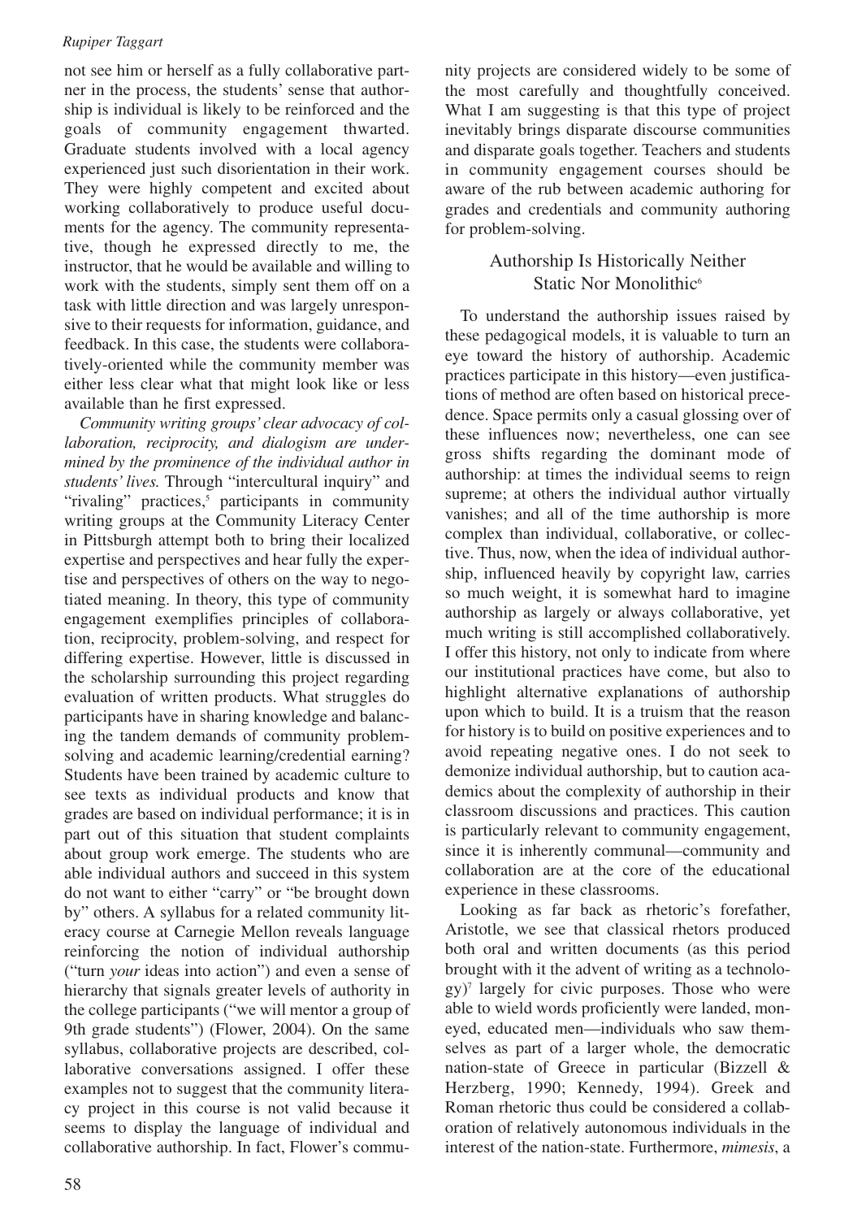not see him or herself as a fully collaborative partner in the process, the students' sense that authorship is individual is likely to be reinforced and the goals of community engagement thwarted. Graduate students involved with a local agency experienced just such disorientation in their work. They were highly competent and excited about working collaboratively to produce useful documents for the agency. The community representative, though he expressed directly to me, the instructor, that he would be available and willing to work with the students, simply sent them off on a task with little direction and was largely unresponsive to their requests for information, guidance, and feedback. In this case, the students were collaboratively-oriented while the community member was either less clear what that might look like or less available than he first expressed.

*Community writing groups' clear advocacy of collaboration, reciprocity, and dialogism are undermined by the prominence of the individual author in students' lives.* Through "intercultural inquiry" and "rivaling" practices,[5] participants in community writing groups at the Community Literacy Center in Pittsburgh attempt both to bring their localized expertise and perspectives and hear fully the expertise and perspectives of others on the way to negotiated meaning. In theory, this type of community engagement exemplifies principles of collaboration, reciprocity, problem-solving, and respect for differing expertise. However, little is discussed in the scholarship surrounding this project regarding evaluation of written products. What struggles do participants have in sharing knowledge and balancing the tandem demands of community problem-solving and academic learning/credential earning? Students have been trained by academic culture to see texts as individual products and know that grades are based on individual performance; it is in part out of this situation that student complaints about group work emerge. The students who are able individual authors and succeed in this system do not want to either "carry" or "be brought down by" others. A syllabus for a related community literacy course at Carnegie Mellon reveals language reinforcing the notion of individual authorship ("turn *your* ideas into action") and even a sense of hierarchy that signals greater levels of authority in the college participants ("we will mentor a group of 9th grade students") (Flower, 2004). On the same syllabus, collaborative projects are described, collaborative conversations assigned. I offer these examples not to suggest that the community literacy project in this course is not valid because it seems to display the language of individual and collaborative authorship. In fact, Flower's community projects are considered widely to be some of the most carefully and thoughtfully conceived. What I am suggesting is that this type of project inevitably brings disparate discourse communities and disparate goals together. Teachers and students in community engagement courses should be aware of the rub between academic authoring for grades and credentials and community authoring for problem-solving.

## Authorship Is Historically Neither Static Nor Monolithic[6]

To understand the authorship issues raised by these pedagogical models, it is valuable to turn an eye toward the history of authorship. Academic practices participate in this history—even justifications of method are often based on historical precedence. Space permits only a casual glossing over of these influences now; nevertheless, one can see gross shifts regarding the dominant mode of authorship: at times the individual seems to reign supreme; at others the individual author virtually vanishes; and all of the time authorship is more complex than individual, collaborative, or collective. Thus, now, when the idea of individual authorship, influenced heavily by copyright law, carries so much weight, it is somewhat hard to imagine authorship as largely or always collaborative, yet much writing is still accomplished collaboratively. I offer this history, not only to indicate from where our institutional practices have come, but also to highlight alternative explanations of authorship upon which to build. It is a truism that the reason for history is to build on positive experiences and to avoid repeating negative ones. I do not seek to demonize individual authorship, but to caution academics about the complexity of authorship in their classroom discussions and practices. This caution is particularly relevant to community engagement, since it is inherently communal—community and collaboration are at the core of the educational experience in these classrooms.

Looking as far back as rhetoric's forefather, Aristotle, we see that classical rhetors produced both oral and written documents (as this period brought with it the advent of writing as a technology)[7] largely for civic purposes. Those who were able to wield words proficiently were landed, moneyed, educated men—individuals who saw themselves as part of a larger whole, the democratic nation-state of Greece in particular (Bizzell & Herzberg, 1990; Kennedy, 1994). Greek and Roman rhetoric thus could be considered a collaboration of relatively autonomous individuals in the interest of the nation-state. Furthermore, *mimesis*, a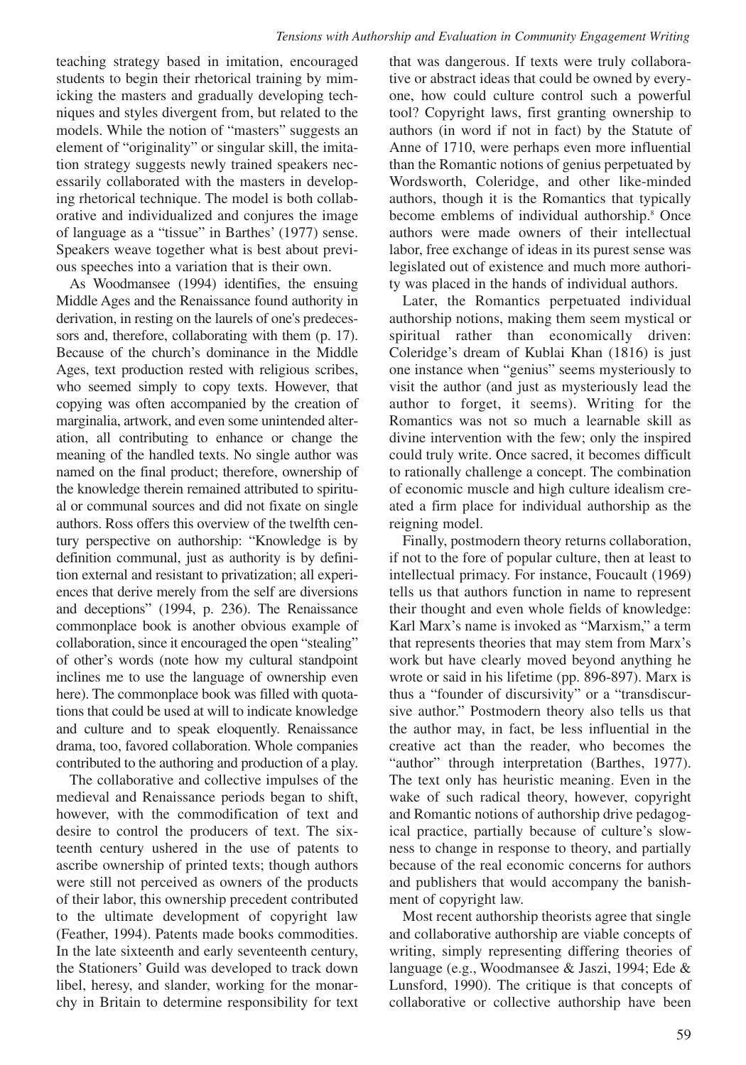teaching strategy based in imitation, encouraged students to begin their rhetorical training by mimicking the masters and gradually developing techniques and styles divergent from, but related to the models. While the notion of "masters" suggests an element of "originality" or singular skill, the imitation strategy suggests newly trained speakers necessarily collaborated with the masters in developing rhetorical technique. The model is both collaborative and individualized and conjures the image of language as a "tissue" in Barthes' (1977) sense. Speakers weave together what is best about previous speeches into a variation that is their own.

As Woodmansee (1994) identifies, the ensuing Middle Ages and the Renaissance found authority in derivation, in resting on the laurels of one's predecessors and, therefore, collaborating with them (p. 17). Because of the church's dominance in the Middle Ages, text production rested with religious scribes, who seemed simply to copy texts. However, that copying was often accompanied by the creation of marginalia, artwork, and even some unintended alteration, all contributing to enhance or change the meaning of the handled texts. No single author was named on the final product; therefore, ownership of the knowledge therein remained attributed to spiritual or communal sources and did not fixate on single authors. Ross offers this overview of the twelfth century perspective on authorship: "Knowledge is by definition communal, just as authority is by definition external and resistant to privatization; all experiences that derive merely from the self are diversions and deceptions" (1994, p. 236). The Renaissance commonplace book is another obvious example of collaboration, since it encouraged the open "stealing" of other's words (note how my cultural standpoint inclines me to use the language of ownership even here). The commonplace book was filled with quotations that could be used at will to indicate knowledge and culture and to speak eloquently. Renaissance drama, too, favored collaboration. Whole companies contributed to the authoring and production of a play.

The collaborative and collective impulses of the medieval and Renaissance periods began to shift, however, with the commodification of text and desire to control the producers of text. The sixteenth century ushered in the use of patents to ascribe ownership of printed texts; though authors were still not perceived as owners of the products of their labor, this ownership precedent contributed to the ultimate development of copyright law (Feather, 1994). Patents made books commodities. In the late sixteenth and early seventeenth century, the Stationers' Guild was developed to track down libel, heresy, and slander, working for the monarchy in Britain to determine responsibility for text that was dangerous. If texts were truly collaborative or abstract ideas that could be owned by everyone, how could culture control such a powerful tool? Copyright laws, first granting ownership to authors (in word if not in fact) by the Statute of Anne of 1710, were perhaps even more influential than the Romantic notions of genius perpetuated by Wordsworth, Coleridge, and other like-minded authors, though it is the Romantics that typically become emblems of individual authorship.[8] Once authors were made owners of their intellectual labor, free exchange of ideas in its purest sense was legislated out of existence and much more authority was placed in the hands of individual authors.

Later, the Romantics perpetuated individual authorship notions, making them seem mystical or spiritual rather than economically driven: Coleridge's dream of Kublai Khan (1816) is just one instance when "genius" seems mysteriously to visit the author (and just as mysteriously lead the author to forget, it seems). Writing for the Romantics was not so much a learnable skill as divine intervention with the few; only the inspired could truly write. Once sacred, it becomes difficult to rationally challenge a concept. The combination of economic muscle and high culture idealism created a firm place for individual authorship as the reigning model.

Finally, postmodern theory returns collaboration, if not to the fore of popular culture, then at least to intellectual primacy. For instance, Foucault (1969) tells us that authors function in name to represent their thought and even whole fields of knowledge: Karl Marx's name is invoked as "Marxism," a term that represents theories that may stem from Marx's work but have clearly moved beyond anything he wrote or said in his lifetime (pp. 896-897). Marx is thus a "founder of discursivity" or a "transdiscursive author." Postmodern theory also tells us that the author may, in fact, be less influential in the creative act than the reader, who becomes the "author" through interpretation (Barthes, 1977). The text only has heuristic meaning. Even in the wake of such radical theory, however, copyright and Romantic notions of authorship drive pedagogical practice, partially because of culture's slowness to change in response to theory, and partially because of the real economic concerns for authors and publishers that would accompany the banishment of copyright law.

Most recent authorship theorists agree that single and collaborative authorship are viable concepts of writing, simply representing differing theories of language (e.g., Woodmansee & Jaszi, 1994; Ede & Lunsford, 1990). The critique is that concepts of collaborative or collective authorship have been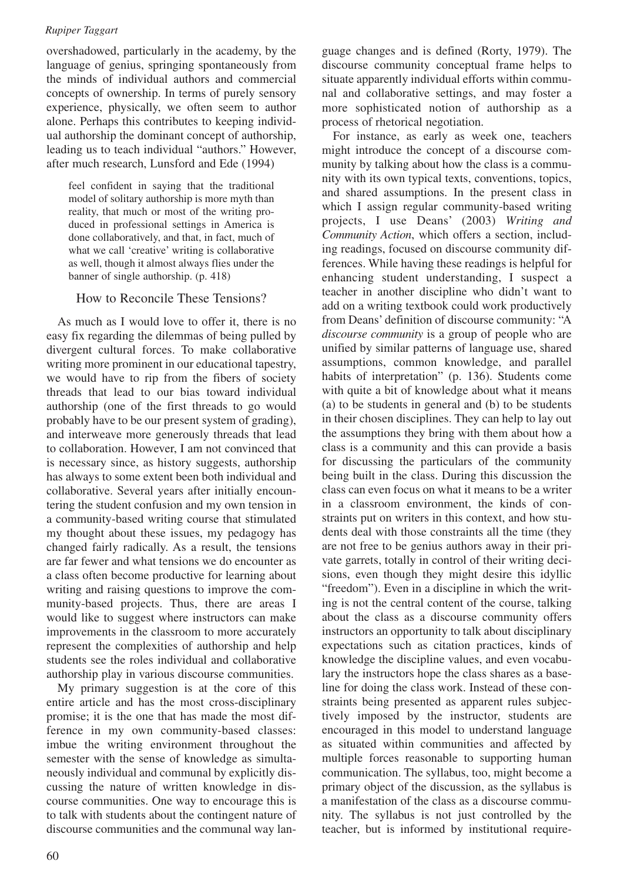overshadowed, particularly in the academy, by the language of genius, springing spontaneously from the minds of individual authors and commercial concepts of ownership. In terms of purely sensory experience, physically, we often seem to author alone. Perhaps this contributes to keeping individual authorship the dominant concept of authorship, leading us to teach individual "authors." However, after much research, Lunsford and Ede (1994)

> feel confident in saying that the traditional model of solitary authorship is more myth than reality, that much or most of the writing produced in professional settings in America is done collaboratively, and that, in fact, much of what we call 'creative' writing is collaborative as well, though it almost always flies under the banner of single authorship. (p. 418)

## How to Reconcile These Tensions?

As much as I would love to offer it, there is no easy fix regarding the dilemmas of being pulled by divergent cultural forces. To make collaborative writing more prominent in our educational tapestry, we would have to rip from the fibers of society threads that lead to our bias toward individual authorship (one of the first threads to go would probably have to be our present system of grading), and interweave more generously threads that lead to collaboration. However, I am not convinced that is necessary since, as history suggests, authorship has always to some extent been both individual and collaborative. Several years after initially encountering the student confusion and my own tension in a community-based writing course that stimulated my thought about these issues, my pedagogy has changed fairly radically. As a result, the tensions are far fewer and what tensions we do encounter as a class often become productive for learning about writing and raising questions to improve the community-based projects. Thus, there are areas I would like to suggest where instructors can make improvements in the classroom to more accurately represent the complexities of authorship and help students see the roles individual and collaborative authorship play in various discourse communities.

My primary suggestion is at the core of this entire article and has the most cross-disciplinary promise; it is the one that has made the most difference in my own community-based classes: imbue the writing environment throughout the semester with the sense of knowledge as simultaneously individual and communal by explicitly discussing the nature of written knowledge in discourse communities. One way to encourage this is to talk with students about the contingent nature of discourse communities and the communal way language changes and is defined (Rorty, 1979). The discourse community conceptual frame helps to situate apparently individual efforts within communal and collaborative settings, and may foster a more sophisticated notion of authorship as a process of rhetorical negotiation.

For instance, as early as week one, teachers might introduce the concept of a discourse community by talking about how the class is a community with its own typical texts, conventions, topics, and shared assumptions. In the present class in which I assign regular community-based writing projects, I use Deans' (2003) *Writing and Community Action*, which offers a section, including readings, focused on discourse community differences. While having these readings is helpful for enhancing student understanding, I suspect a teacher in another discipline who didn't want to add on a writing textbook could work productively from Deans' definition of discourse community: "A *discourse community* is a group of people who are unified by similar patterns of language use, shared assumptions, common knowledge, and parallel habits of interpretation" (p. 136). Students come with quite a bit of knowledge about what it means (a) to be students in general and (b) to be students in their chosen disciplines. They can help to lay out the assumptions they bring with them about how a class is a community and this can provide a basis for discussing the particulars of the community being built in the class. During this discussion the class can even focus on what it means to be a writer in a classroom environment, the kinds of constraints put on writers in this context, and how students deal with those constraints all the time (they are not free to be genius authors away in their private garrets, totally in control of their writing decisions, even though they might desire this idyllic "freedom"). Even in a discipline in which the writing is not the central content of the course, talking about the class as a discourse community offers instructors an opportunity to talk about disciplinary expectations such as citation practices, kinds of knowledge the discipline values, and even vocabulary the instructors hope the class shares as a baseline for doing the class work. Instead of these constraints being presented as apparent rules subjectively imposed by the instructor, students are encouraged in this model to understand language as situated within communities and affected by multiple forces reasonable to supporting human communication. The syllabus, too, might become a primary object of the discussion, as the syllabus is a manifestation of the class as a discourse community. The syllabus is not just controlled by the teacher, but is informed by institutional require-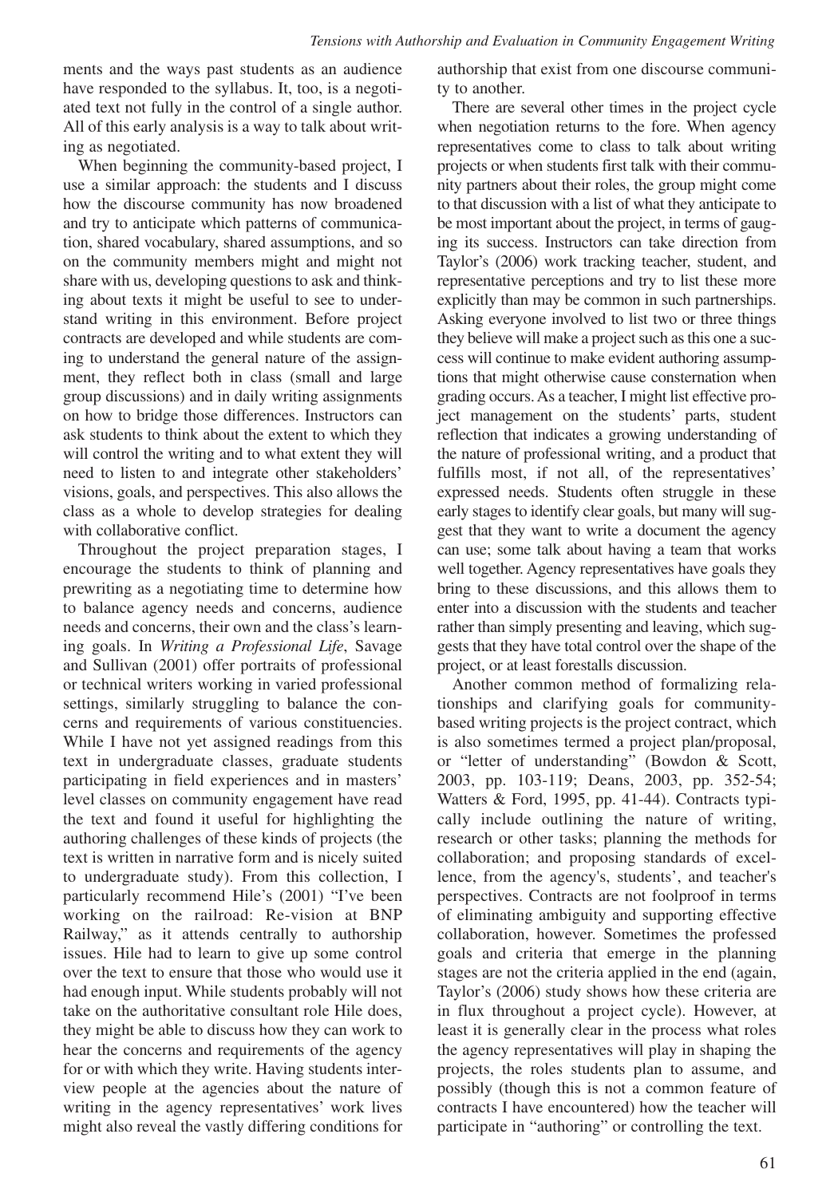ments and the ways past students as an audience have responded to the syllabus. It, too, is a negotiated text not fully in the control of a single author. All of this early analysis is a way to talk about writing as negotiated.

When beginning the community-based project, I use a similar approach: the students and I discuss how the discourse community has now broadened and try to anticipate which patterns of communication, shared vocabulary, shared assumptions, and so on the community members might and might not share with us, developing questions to ask and thinking about texts it might be useful to see to understand writing in this environment. Before project contracts are developed and while students are coming to understand the general nature of the assignment, they reflect both in class (small and large group discussions) and in daily writing assignments on how to bridge those differences. Instructors can ask students to think about the extent to which they will control the writing and to what extent they will need to listen to and integrate other stakeholders' visions, goals, and perspectives. This also allows the class as a whole to develop strategies for dealing with collaborative conflict.

Throughout the project preparation stages, I encourage the students to think of planning and prewriting as a negotiating time to determine how to balance agency needs and concerns, audience needs and concerns, their own and the class's learning goals. In *Writing a Professional Life*, Savage and Sullivan (2001) offer portraits of professional or technical writers working in varied professional settings, similarly struggling to balance the concerns and requirements of various constituencies. While I have not yet assigned readings from this text in undergraduate classes, graduate students participating in field experiences and in masters' level classes on community engagement have read the text and found it useful for highlighting the authoring challenges of these kinds of projects (the text is written in narrative form and is nicely suited to undergraduate study). From this collection, I particularly recommend Hile's (2001) "I've been working on the railroad: Re-vision at BNP Railway," as it attends centrally to authorship issues. Hile had to learn to give up some control over the text to ensure that those who would use it had enough input. While students probably will not take on the authoritative consultant role Hile does, they might be able to discuss how they can work to hear the concerns and requirements of the agency for or with which they write. Having students interview people at the agencies about the nature of writing in the agency representatives' work lives might also reveal the vastly differing conditions for authorship that exist from one discourse community to another.

There are several other times in the project cycle when negotiation returns to the fore. When agency representatives come to class to talk about writing projects or when students first talk with their community partners about their roles, the group might come to that discussion with a list of what they anticipate to be most important about the project, in terms of gauging its success. Instructors can take direction from Taylor's (2006) work tracking teacher, student, and representative perceptions and try to list these more explicitly than may be common in such partnerships. Asking everyone involved to list two or three things they believe will make a project such as this one a success will continue to make evident authoring assumptions that might otherwise cause consternation when grading occurs. As a teacher, I might list effective project management on the students' parts, student reflection that indicates a growing understanding of the nature of professional writing, and a product that fulfills most, if not all, of the representatives' expressed needs. Students often struggle in these early stages to identify clear goals, but many will suggest that they want to write a document the agency can use; some talk about having a team that works well together. Agency representatives have goals they bring to these discussions, and this allows them to enter into a discussion with the students and teacher rather than simply presenting and leaving, which suggests that they have total control over the shape of the project, or at least forestalls discussion.

Another common method of formalizing relationships and clarifying goals for community-based writing projects is the project contract, which is also sometimes termed a project plan/proposal, or "letter of understanding" (Bowdon & Scott, 2003, pp. 103-119; Deans, 2003, pp. 352-54; Watters & Ford, 1995, pp. 41-44). Contracts typically include outlining the nature of writing, research or other tasks; planning the methods for collaboration; and proposing standards of excellence, from the agency's, students', and teacher's perspectives. Contracts are not foolproof in terms of eliminating ambiguity and supporting effective collaboration, however. Sometimes the professed goals and criteria that emerge in the planning stages are not the criteria applied in the end (again, Taylor's (2006) study shows how these criteria are in flux throughout a project cycle). However, at least it is generally clear in the process what roles the agency representatives will play in shaping the projects, the roles students plan to assume, and possibly (though this is not a common feature of contracts I have encountered) how the teacher will participate in "authoring" or controlling the text.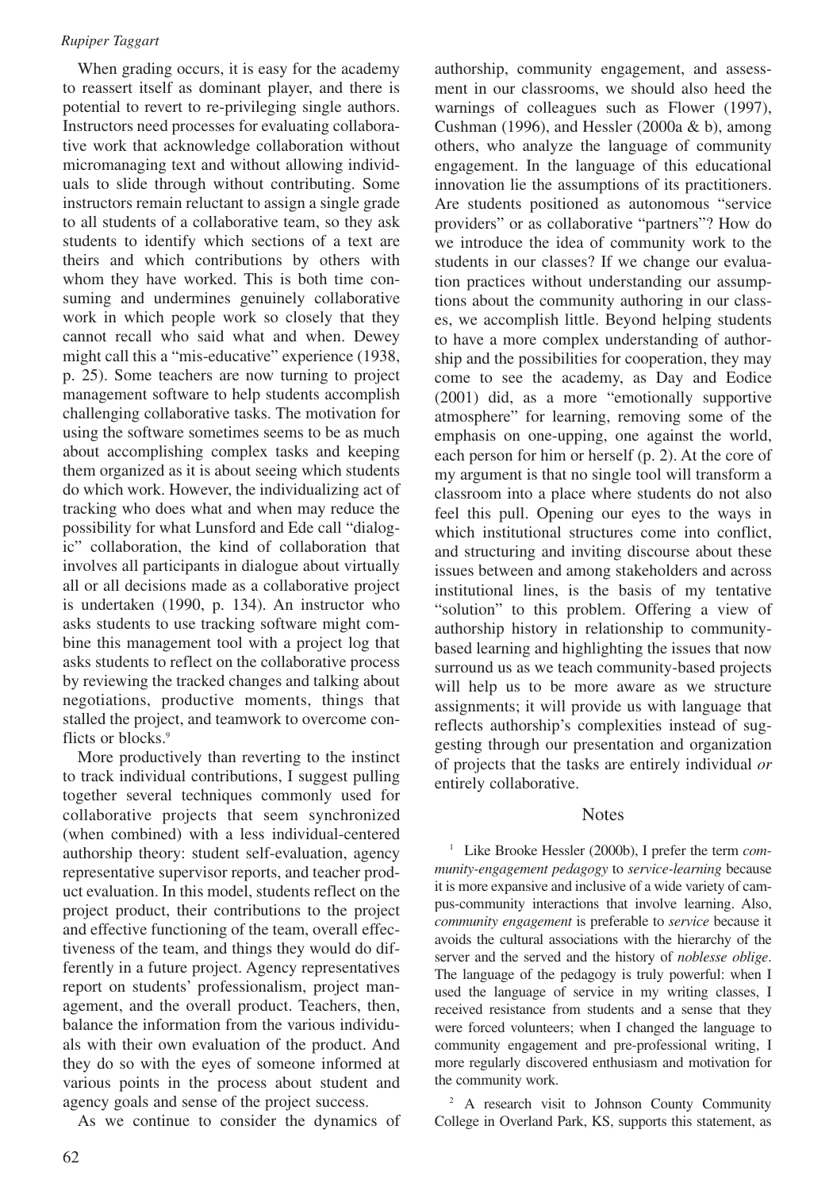When grading occurs, it is easy for the academy to reassert itself as dominant player, and there is potential to revert to re-privileging single authors. Instructors need processes for evaluating collaborative work that acknowledge collaboration without micromanaging text and without allowing individuals to slide through without contributing. Some instructors remain reluctant to assign a single grade to all students of a collaborative team, so they ask students to identify which sections of a text are theirs and which contributions by others with whom they have worked. This is both time consuming and undermines genuinely collaborative work in which people work so closely that they cannot recall who said what and when. Dewey might call this a "mis-educative" experience (1938, p. 25). Some teachers are now turning to project management software to help students accomplish challenging collaborative tasks. The motivation for using the software sometimes seems to be as much about accomplishing complex tasks and keeping them organized as it is about seeing which students do which work. However, the individualizing act of tracking who does what and when may reduce the possibility for what Lunsford and Ede call "dialogic" collaboration, the kind of collaboration that involves all participants in dialogue about virtually all or all decisions made as a collaborative project is undertaken (1990, p. 134). An instructor who asks students to use tracking software might combine this management tool with a project log that asks students to reflect on the collaborative process by reviewing the tracked changes and talking about negotiations, productive moments, things that stalled the project, and teamwork to overcome conflicts or blocks.[9]

More productively than reverting to the instinct to track individual contributions, I suggest pulling together several techniques commonly used for collaborative projects that seem synchronized (when combined) with a less individual-centered authorship theory: student self-evaluation, agency representative supervisor reports, and teacher product evaluation. In this model, students reflect on the project product, their contributions to the project and effective functioning of the team, overall effectiveness of the team, and things they would do differently in a future project. Agency representatives report on students' professionalism, project management, and the overall product. Teachers, then, balance the information from the various individuals with their own evaluation of the product. And they do so with the eyes of someone informed at various points in the process about student and agency goals and sense of the project success.

As we continue to consider the dynamics of authorship, community engagement, and assessment in our classrooms, we should also heed the warnings of colleagues such as Flower (1997), Cushman (1996), and Hessler (2000a & b), among others, who analyze the language of community engagement. In the language of this educational innovation lie the assumptions of its practitioners. Are students positioned as autonomous "service providers" or as collaborative "partners"? How do we introduce the idea of community work to the students in our classes? If we change our evaluation practices without understanding our assumptions about the community authoring in our classes, we accomplish little. Beyond helping students to have a more complex understanding of authorship and the possibilities for cooperation, they may come to see the academy, as Day and Eodice (2001) did, as a more "emotionally supportive atmosphere" for learning, removing some of the emphasis on one-upping, one against the world, each person for him or herself (p. 2). At the core of my argument is that no single tool will transform a classroom into a place where students do not also feel this pull. Opening our eyes to the ways in which institutional structures come into conflict, and structuring and inviting discourse about these issues between and among stakeholders and across institutional lines, is the basis of my tentative "solution" to this problem. Offering a view of authorship history in relationship to community-based learning and highlighting the issues that now surround us as we teach community-based projects will help us to be more aware as we structure assignments; it will provide us with language that reflects authorship's complexities instead of suggesting through our presentation and organization of projects that the tasks are entirely individual *or* entirely collaborative.

## Notes

[1] Like Brooke Hessler (2000b), I prefer the term *community-engagement pedagogy* to *service-learning* because it is more expansive and inclusive of a wide variety of campus-community interactions that involve learning. Also, *community engagement* is preferable to *service* because it avoids the cultural associations with the hierarchy of the server and the served and the history of *noblesse oblige*. The language of the pedagogy is truly powerful: when I used the language of service in my writing classes, I received resistance from students and a sense that they were forced volunteers; when I changed the language to community engagement and pre-professional writing, I more regularly discovered enthusiasm and motivation for the community work.

[2] A research visit to Johnson County Community College in Overland Park, KS, supports this statement, as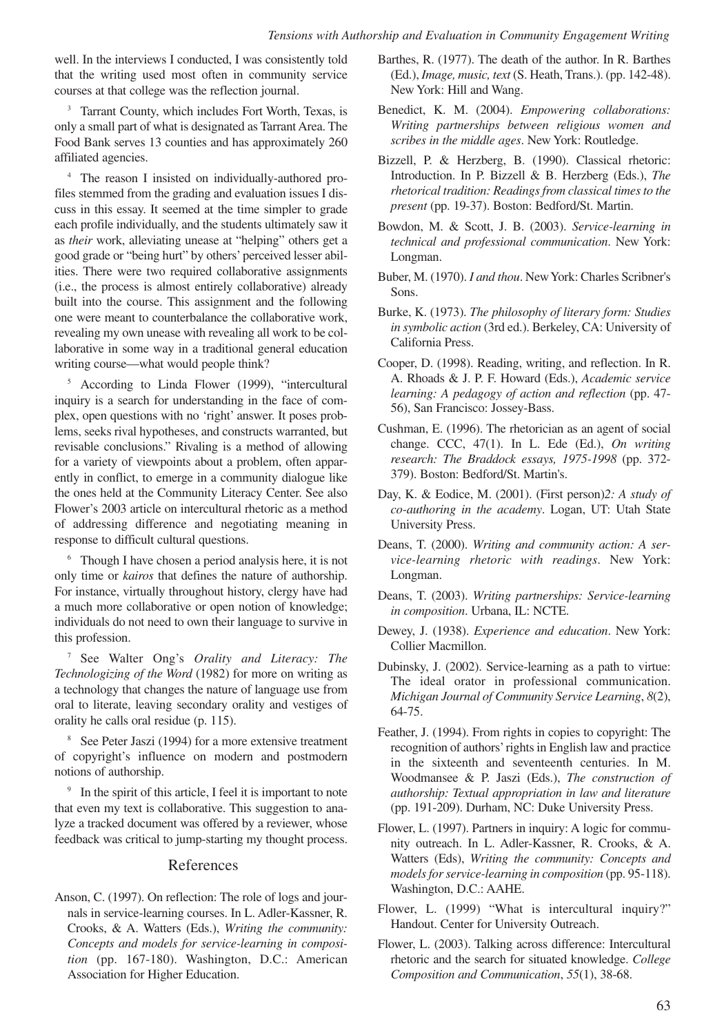well. In the interviews I conducted, I was consistently told that the writing used most often in community service courses at that college was the reflection journal.

[3] Tarrant County, which includes Fort Worth, Texas, is only a small part of what is designated as Tarrant Area. The Food Bank serves 13 counties and has approximately 260 affiliated agencies.

[4] The reason I insisted on individually-authored profiles stemmed from the grading and evaluation issues I discuss in this essay. It seemed at the time simpler to grade each profile individually, and the students ultimately saw it as *their* work, alleviating unease at "helping" others get a good grade or "being hurt" by others' perceived lesser abilities. There were two required collaborative assignments (i.e., the process is almost entirely collaborative) already built into the course. This assignment and the following one were meant to counterbalance the collaborative work, revealing my own unease with revealing all work to be collaborative in some way in a traditional general education writing course—what would people think?

[5] According to Linda Flower (1999), "intercultural inquiry is a search for understanding in the face of complex, open questions with no 'right' answer. It poses problems, seeks rival hypotheses, and constructs warranted, but revisable conclusions." Rivaling is a method of allowing for a variety of viewpoints about a problem, often apparently in conflict, to emerge in a community dialogue like the ones held at the Community Literacy Center. See also Flower's 2003 article on intercultural rhetoric as a method of addressing difference and negotiating meaning in response to difficult cultural questions.

[6] Though I have chosen a period analysis here, it is not only time or *kairos* that defines the nature of authorship. For instance, virtually throughout history, clergy have had a much more collaborative or open notion of knowledge; individuals do not need to own their language to survive in this profession.

[7] See Walter Ong's *Orality and Literacy: The Technologizing of the Word* (1982) for more on writing as a technology that changes the nature of language use from oral to literate, leaving secondary orality and vestiges of orality he calls oral residue (p. 115).

[8] See Peter Jaszi (1994) for a more extensive treatment of copyright's influence on modern and postmodern notions of authorship.

[9] In the spirit of this article, I feel it is important to note that even my text is collaborative. This suggestion to analyze a tracked document was offered by a reviewer, whose feedback was critical to jump-starting my thought process.

## References

Anson, C. (1997). On reflection: The role of logs and journals in service-learning courses. In L. Adler-Kassner, R. Crooks, & A. Watters (Eds.), *Writing the community: Concepts and models for service-learning in composition* (pp. 167-180). Washington, D.C.: American Association for Higher Education.

Barthes, R. (1977). The death of the author. In R. Barthes (Ed.), *Image, music, text* (S. Heath, Trans.). (pp. 142-48). New York: Hill and Wang.

Benedict, K. M. (2004). *Empowering collaborations: Writing partnerships between religious women and scribes in the middle ages*. New York: Routledge.

Bizzell, P. & Herzberg, B. (1990). Classical rhetoric: Introduction. In P. Bizzell & B. Herzberg (Eds.), *The rhetorical tradition: Readings from classical times to the present* (pp. 19-37). Boston: Bedford/St. Martin.

Bowdon, M. & Scott, J. B. (2003). *Service-learning in technical and professional communication*. New York: Longman.

Buber, M. (1970). *I and thou*. New York: Charles Scribner's Sons.

Burke, K. (1973). *The philosophy of literary form: Studies in symbolic action* (3rd ed.). Berkeley, CA: University of California Press.

Cooper, D. (1998). Reading, writing, and reflection. In R. A. Rhoads & J. P. F. Howard (Eds.), *Academic service learning: A pedagogy of action and reflection* (pp. 47-56), San Francisco: Jossey-Bass.

Cushman, E. (1996). The rhetorician as an agent of social change. CCC, 47(1). In L. Ede (Ed.), *On writing research: The Braddock essays, 1975-1998* (pp. 372-379). Boston: Bedford/St. Martin's.

Day, K. & Eodice, M. (2001). (First person)*2: A study of co-authoring in the academy*. Logan, UT: Utah State University Press.

Deans, T. (2000). *Writing and community action: A service-learning rhetoric with readings*. New York: Longman.

Deans, T. (2003). *Writing partnerships: Service-learning in composition*. Urbana, IL: NCTE.

Dewey, J. (1938). *Experience and education*. New York: Collier Macmillon.

Dubinsky, J. (2002). Service-learning as a path to virtue: The ideal orator in professional communication. *Michigan Journal of Community Service Learning*, *8*(2), 64-75.

Feather, J. (1994). From rights in copies to copyright: The recognition of authors' rights in English law and practice in the sixteenth and seventeenth centuries. In M. Woodmansee & P. Jaszi (Eds.), *The construction of authorship: Textual appropriation in law and literature* (pp. 191-209). Durham, NC: Duke University Press.

Flower, L. (1997). Partners in inquiry: A logic for community outreach. In L. Adler-Kassner, R. Crooks, & A. Watters (Eds), *Writing the community: Concepts and models for service-learning in composition* (pp. 95-118). Washington, D.C.: AAHE.

Flower, L. (1999) "What is intercultural inquiry?" Handout. Center for University Outreach.

Flower, L. (2003). Talking across difference: Intercultural rhetoric and the search for situated knowledge. *College Composition and Communication*, *55*(1), 38-68.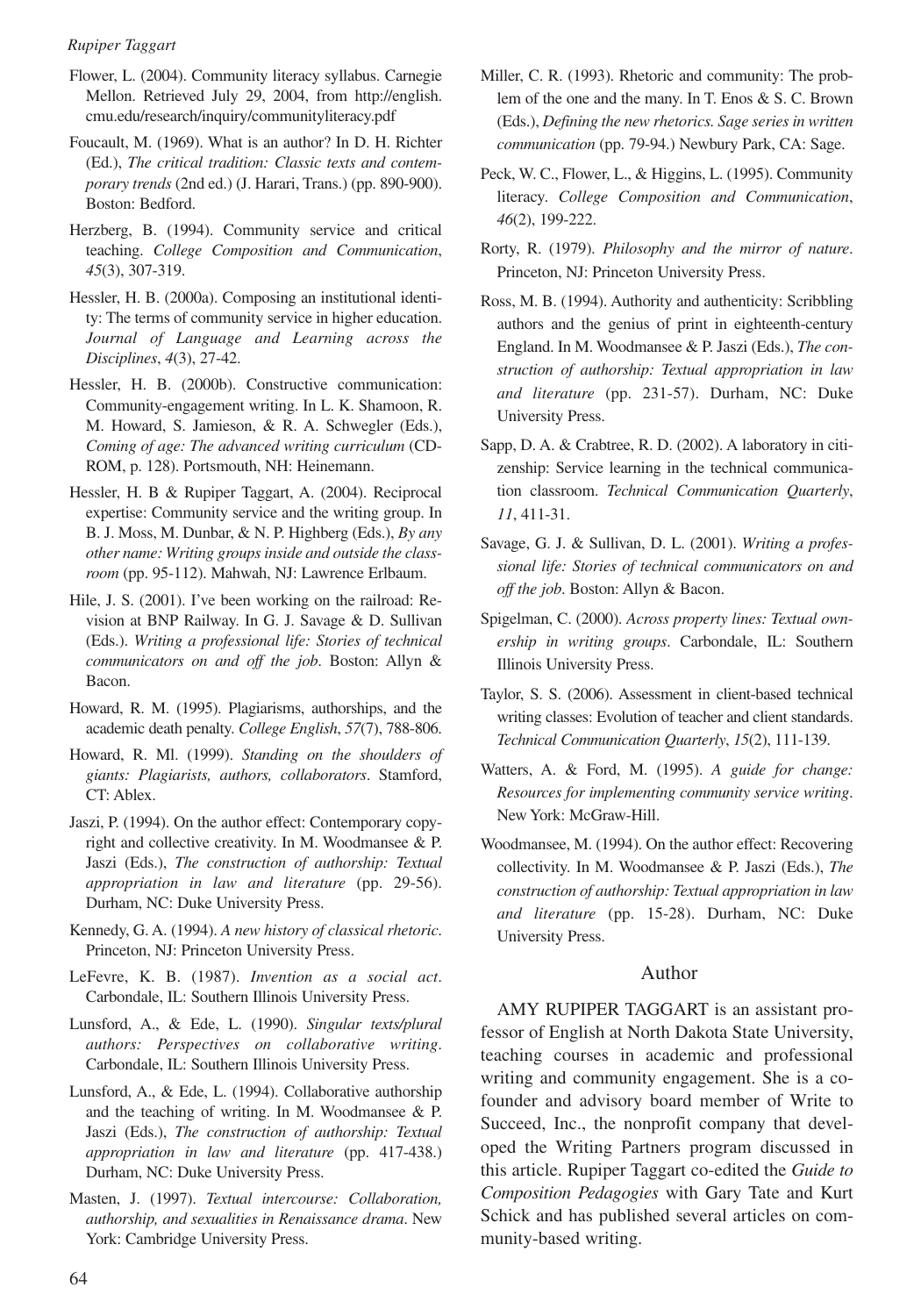Flower, L. (2004). Community literacy syllabus. Carnegie Mellon. Retrieved July 29, 2004, from http://english.cmu.edu/research/inquiry/communityliteracy.pdf

Foucault, M. (1969). What is an author? In D. H. Richter (Ed.), *The critical tradition: Classic texts and contemporary trends* (2nd ed.) (J. Harari, Trans.) (pp. 890-900). Boston: Bedford.

Herzberg, B. (1994). Community service and critical teaching. *College Composition and Communication*, *45*(3), 307-319.

Hessler, H. B. (2000a). Composing an institutional identity: The terms of community service in higher education. *Journal of Language and Learning across the Disciplines*, *4*(3), 27-42.

Hessler, H. B. (2000b). Constructive communication: Community-engagement writing. In L. K. Shamoon, R. M. Howard, S. Jamieson, & R. A. Schwegler (Eds.), *Coming of age: The advanced writing curriculum* (CD-ROM, p. 128). Portsmouth, NH: Heinemann.

Hessler, H. B & Rupiper Taggart, A. (2004). Reciprocal expertise: Community service and the writing group. In B. J. Moss, M. Dunbar, & N. P. Highberg (Eds.), *By any other name: Writing groups inside and outside the classroom* (pp. 95-112). Mahwah, NJ: Lawrence Erlbaum.

Hile, J. S. (2001). I've been working on the railroad: Revision at BNP Railway. In G. J. Savage & D. Sullivan (Eds.). *Writing a professional life: Stories of technical communicators on and off the job*. Boston: Allyn & Bacon.

Howard, R. M. (1995). Plagiarisms, authorships, and the academic death penalty. *College English*, *57*(7), 788-806.

Howard, R. Ml. (1999). *Standing on the shoulders of giants: Plagiarists, authors, collaborators*. Stamford, CT: Ablex.

Jaszi, P. (1994). On the author effect: Contemporary copyright and collective creativity. In M. Woodmansee & P. Jaszi (Eds.), *The construction of authorship: Textual appropriation in law and literature* (pp. 29-56). Durham, NC: Duke University Press.

Kennedy, G. A. (1994). *A new history of classical rhetoric*. Princeton, NJ: Princeton University Press.

LeFevre, K. B. (1987). *Invention as a social act*. Carbondale, IL: Southern Illinois University Press.

Lunsford, A., & Ede, L. (1990). *Singular texts/plural authors: Perspectives on collaborative writing*. Carbondale, IL: Southern Illinois University Press.

Lunsford, A., & Ede, L. (1994). Collaborative authorship and the teaching of writing. In M. Woodmansee & P. Jaszi (Eds.), *The construction of authorship: Textual appropriation in law and literature* (pp. 417-438.) Durham, NC: Duke University Press.

Masten, J. (1997). *Textual intercourse: Collaboration, authorship, and sexualities in Renaissance drama*. New York: Cambridge University Press.

Miller, C. R. (1993). Rhetoric and community: The problem of the one and the many. In T. Enos & S. C. Brown (Eds.), *Defining the new rhetorics. Sage series in written communication* (pp. 79-94.) Newbury Park, CA: Sage.

Peck, W. C., Flower, L., & Higgins, L. (1995). Community literacy. *College Composition and Communication*, *46*(2), 199-222.

Rorty, R. (1979). *Philosophy and the mirror of nature*. Princeton, NJ: Princeton University Press.

Ross, M. B. (1994). Authority and authenticity: Scribbling authors and the genius of print in eighteenth-century England. In M. Woodmansee & P. Jaszi (Eds.), *The construction of authorship: Textual appropriation in law and literature* (pp. 231-57). Durham, NC: Duke University Press.

Sapp, D. A. & Crabtree, R. D. (2002). A laboratory in citizenship: Service learning in the technical communication classroom. *Technical Communication Quarterly*, *11*, 411-31.

Savage, G. J. & Sullivan, D. L. (2001). *Writing a professional life: Stories of technical communicators on and off the job*. Boston: Allyn & Bacon.

Spigelman, C. (2000). *Across property lines: Textual ownership in writing groups*. Carbondale, IL: Southern Illinois University Press.

Taylor, S. S. (2006). Assessment in client-based technical writing classes: Evolution of teacher and client standards. *Technical Communication Quarterly*, *15*(2), 111-139.

Watters, A. & Ford, M. (1995). *A guide for change: Resources for implementing community service writing*. New York: McGraw-Hill.

Woodmansee, M. (1994). On the author effect: Recovering collectivity. In M. Woodmansee & P. Jaszi (Eds.), *The construction of authorship: Textual appropriation in law and literature* (pp. 15-28). Durham, NC: Duke University Press.

## Author

AMY RUPIPER TAGGART is an assistant professor of English at North Dakota State University, teaching courses in academic and professional writing and community engagement. She is a co-founder and advisory board member of Write to Succeed, Inc., the nonprofit company that developed the Writing Partners program discussed in this article. Rupiper Taggart co-edited the *Guide to Composition Pedagogies* with Gary Tate and Kurt Schick and has published several articles on community-based writing.